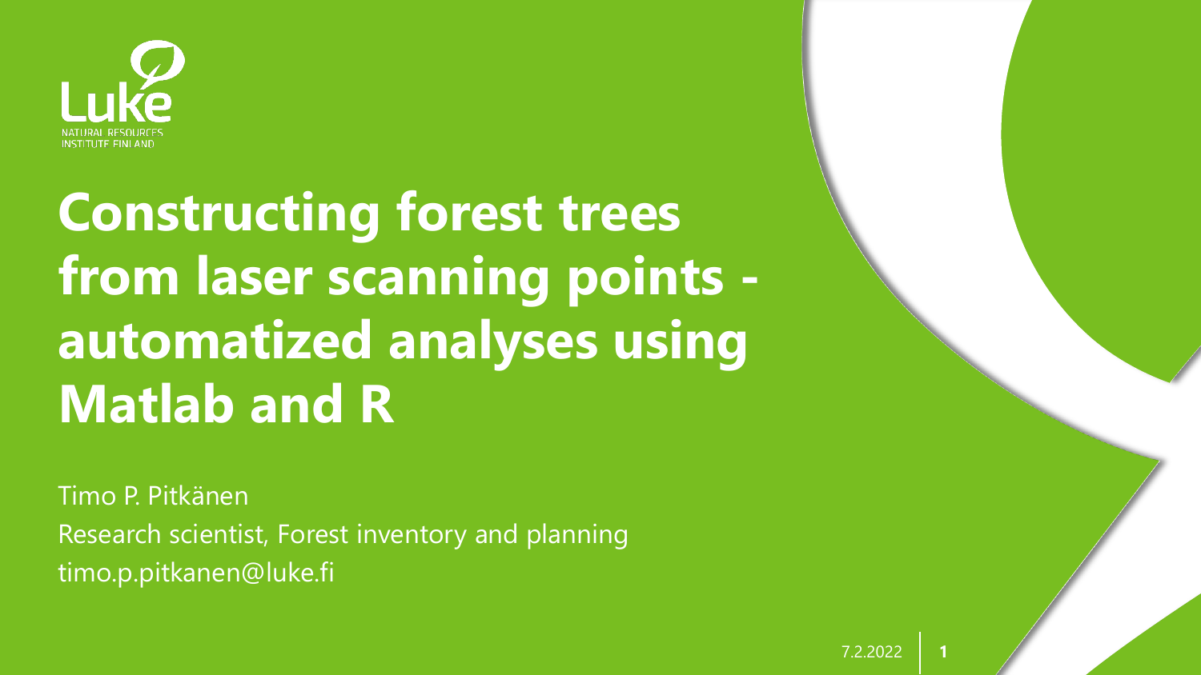# Constructing forest trees from laser scanning points - automatized analyses using Matlab and R

Timo P. Pitkänen

Research scientist, Forest inventory and planning

timo.p.pitkanen@luke.fi

7.2.2022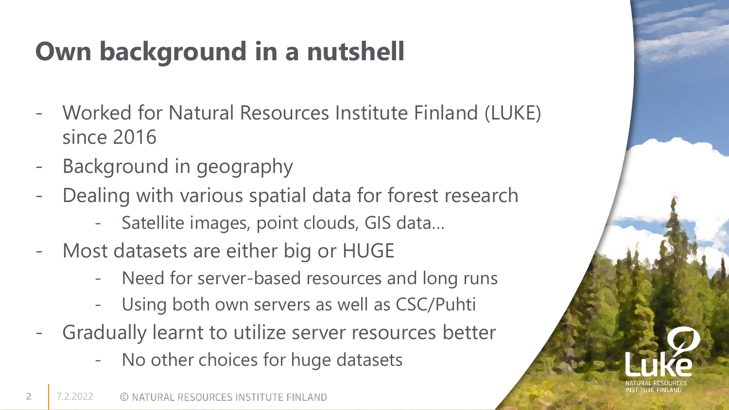# Own background in a nutshell

- Worked for Natural Resources Institute Finland (LUKE) since 2016
- Background in geography
- Dealing with various spatial data for forest research
  - Satellite images, point clouds, GIS data…
- Most datasets are either big or HUGE
  - Need for server-based resources and long runs
  - Using both own servers as well as CSC/Puhti
- Gradually learnt to utilize server resources better
  - No other choices for huge datasets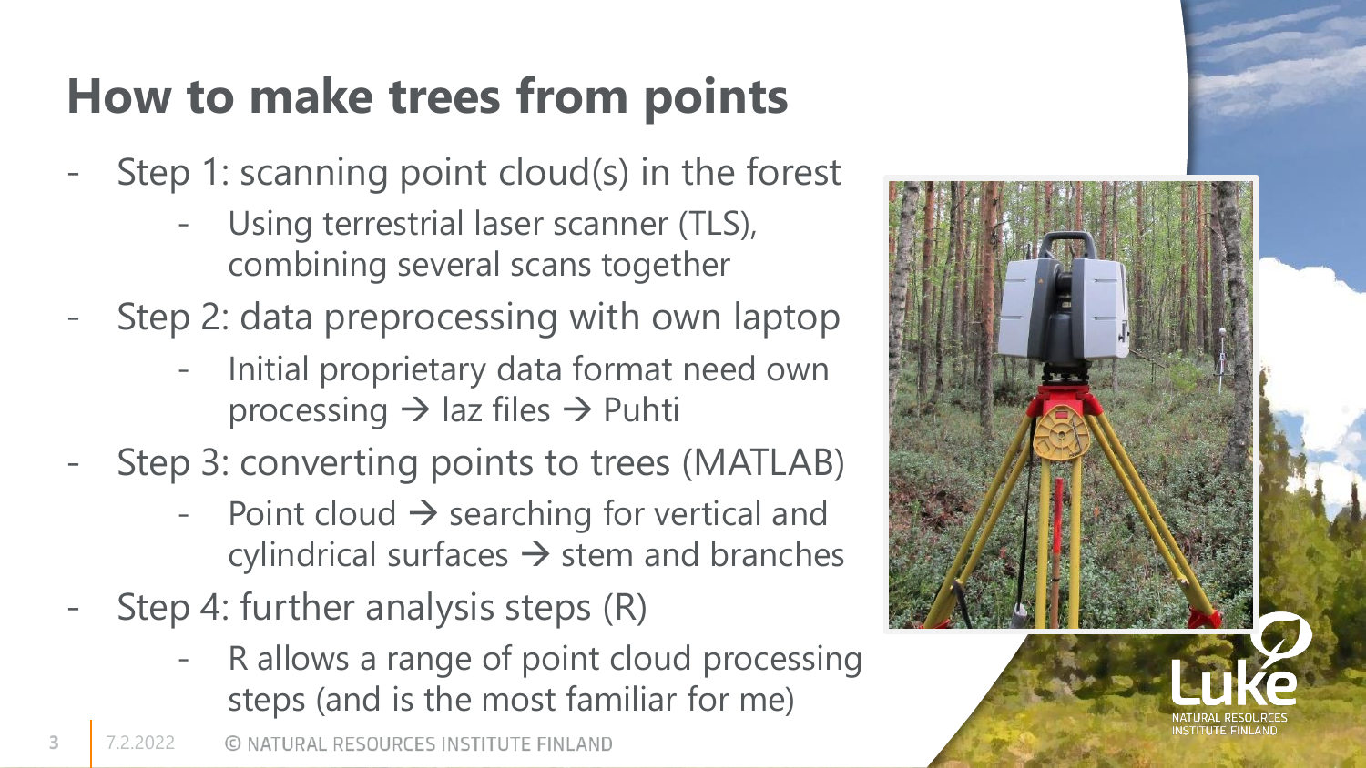# How to make trees from points

- Step 1: scanning point cloud(s) in the forest
  - Using terrestrial laser scanner (TLS), combining several scans together
- Step 2: data preprocessing with own laptop
  - Initial proprietary data format need own processing → laz files → Puhti
- Step 3: converting points to trees (MATLAB)
  - Point cloud → searching for vertical and cylindrical surfaces → stem and branches
- Step 4: further analysis steps (R)
  - R allows a range of point cloud processing steps (and is the most familiar for me)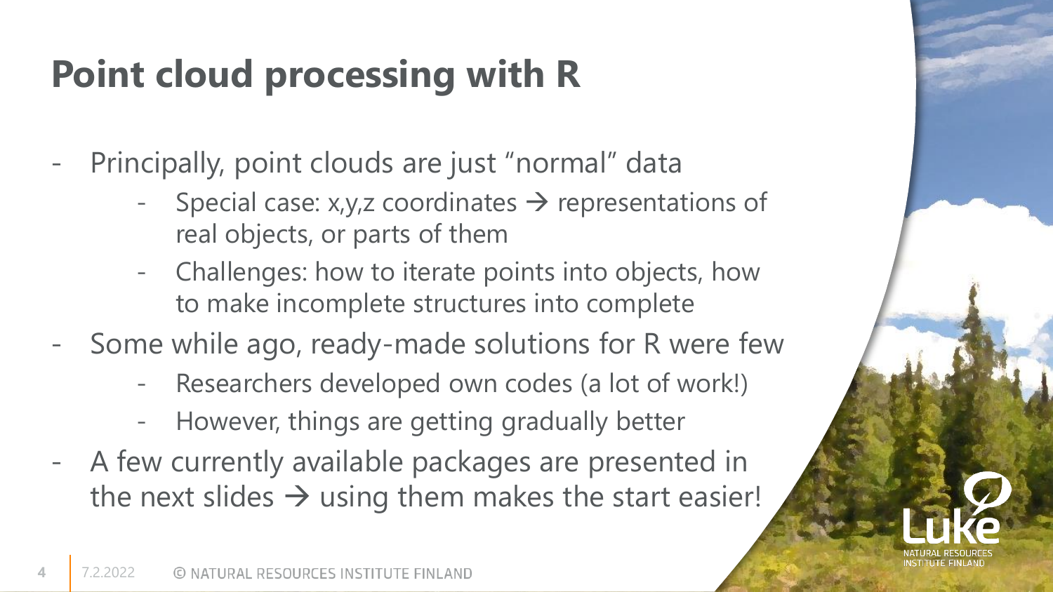# Point cloud processing with R

- Principally, point clouds are just "normal" data
  - Special case: x,y,z coordinates → representations of real objects, or parts of them
  - Challenges: how to iterate points into objects, how to make incomplete structures into complete
- Some while ago, ready-made solutions for R were few
  - Researchers developed own codes (a lot of work!)
  - However, things are getting gradually better
- A few currently available packages are presented in the next slides → using them makes the start easier!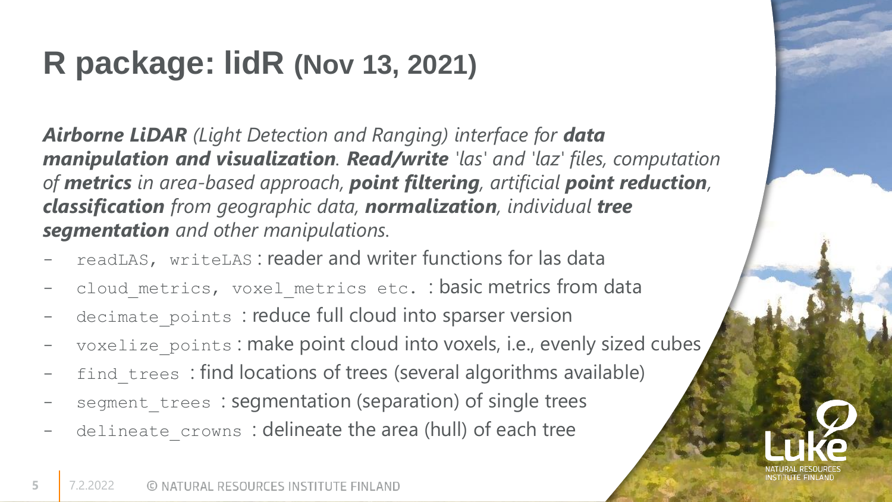# R package: lidR (Nov 13, 2021)

***Airborne LiDAR*** *(Light Detection and Ranging) interface for* ***data manipulation and visualization****.* ***Read/write*** *'las' and 'laz' files, computation of* ***metrics*** *in area-based approach,* ***point filtering****, artificial* ***point reduction****,* ***classification*** *from geographic data,* ***normalization****, individual* ***tree segmentation*** *and other manipulations.*

- `readLAS, writeLAS` : reader and writer functions for las data
- `cloud_metrics, voxel_metrics etc.` : basic metrics from data
- `decimate_points` : reduce full cloud into sparser version
- `voxelize_points` : make point cloud into voxels, i.e., evenly sized cubes
- `find_trees` : find locations of trees (several algorithms available)
- `segment_trees` : segmentation (separation) of single trees
- `delineate_crowns` : delineate the area (hull) of each tree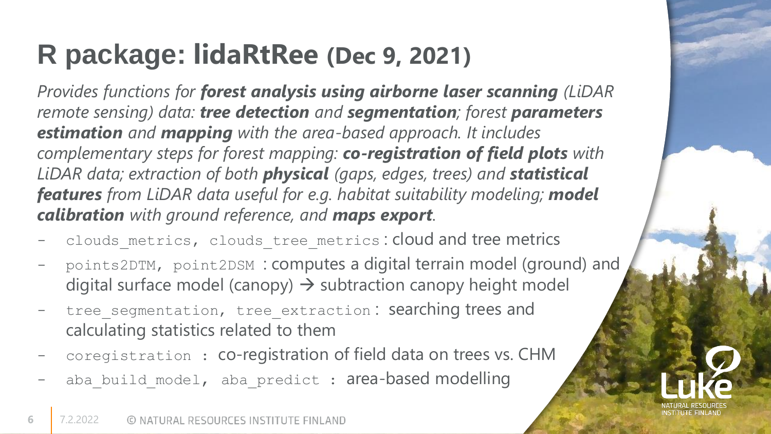# R package: lidaRtRee (Dec 9, 2021)

*Provides functions for **forest analysis using airborne laser scanning** (LiDAR remote sensing) data: **tree detection** and **segmentation**; forest **parameters estimation** and **mapping** with the area-based approach. It includes complementary steps for forest mapping: **co-registration of field plots** with LiDAR data; extraction of both **physical** (gaps, edges, trees) and **statistical features** from LiDAR data useful for e.g. habitat suitability modeling; **model calibration** with ground reference, and **maps export**.*

- `clouds_metrics, clouds_tree_metrics`: cloud and tree metrics
- `points2DTM, point2DSM` : computes a digital terrain model (ground) and digital surface model (canopy) → subtraction canopy height model
- `tree_segmentation, tree_extraction`: searching trees and calculating statistics related to them
- `coregistration` : co-registration of field data on trees vs. CHM
- `aba_build_model, aba_predict` : area-based modelling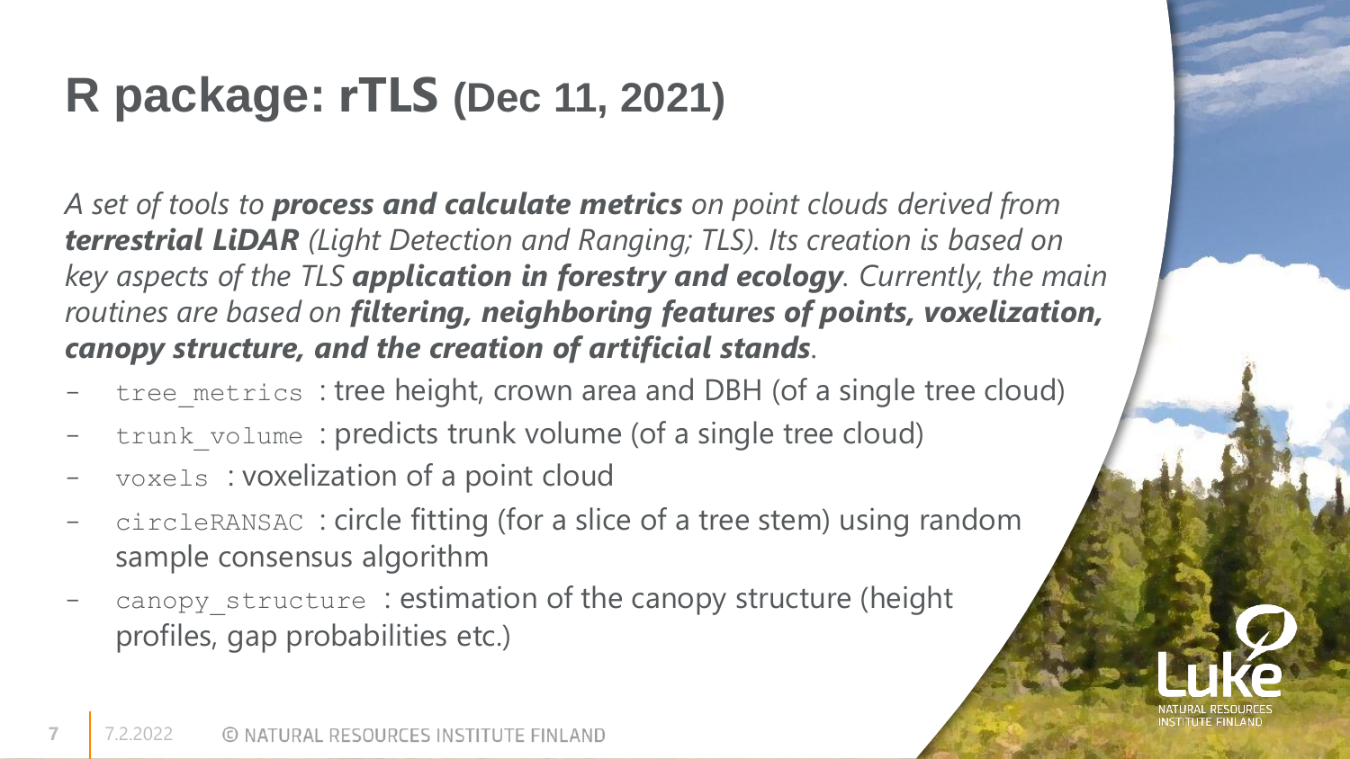# R package: rTLS (Dec 11, 2021)

*A set of tools to **process and calculate metrics** on point clouds derived from **terrestrial LiDAR** (Light Detection and Ranging; TLS). Its creation is based on key aspects of the TLS **application in forestry and ecology**. Currently, the main routines are based on **filtering, neighboring features of points, voxelization, canopy structure, and the creation of artificial stands**.*

- `tree_metrics` : tree height, crown area and DBH (of a single tree cloud)
- `trunk_volume` : predicts trunk volume (of a single tree cloud)
- `voxels` : voxelization of a point cloud
- `circleRANSAC` : circle fitting (for a slice of a tree stem) using random sample consensus algorithm
- `canopy_structure` : estimation of the canopy structure (height profiles, gap probabilities etc.)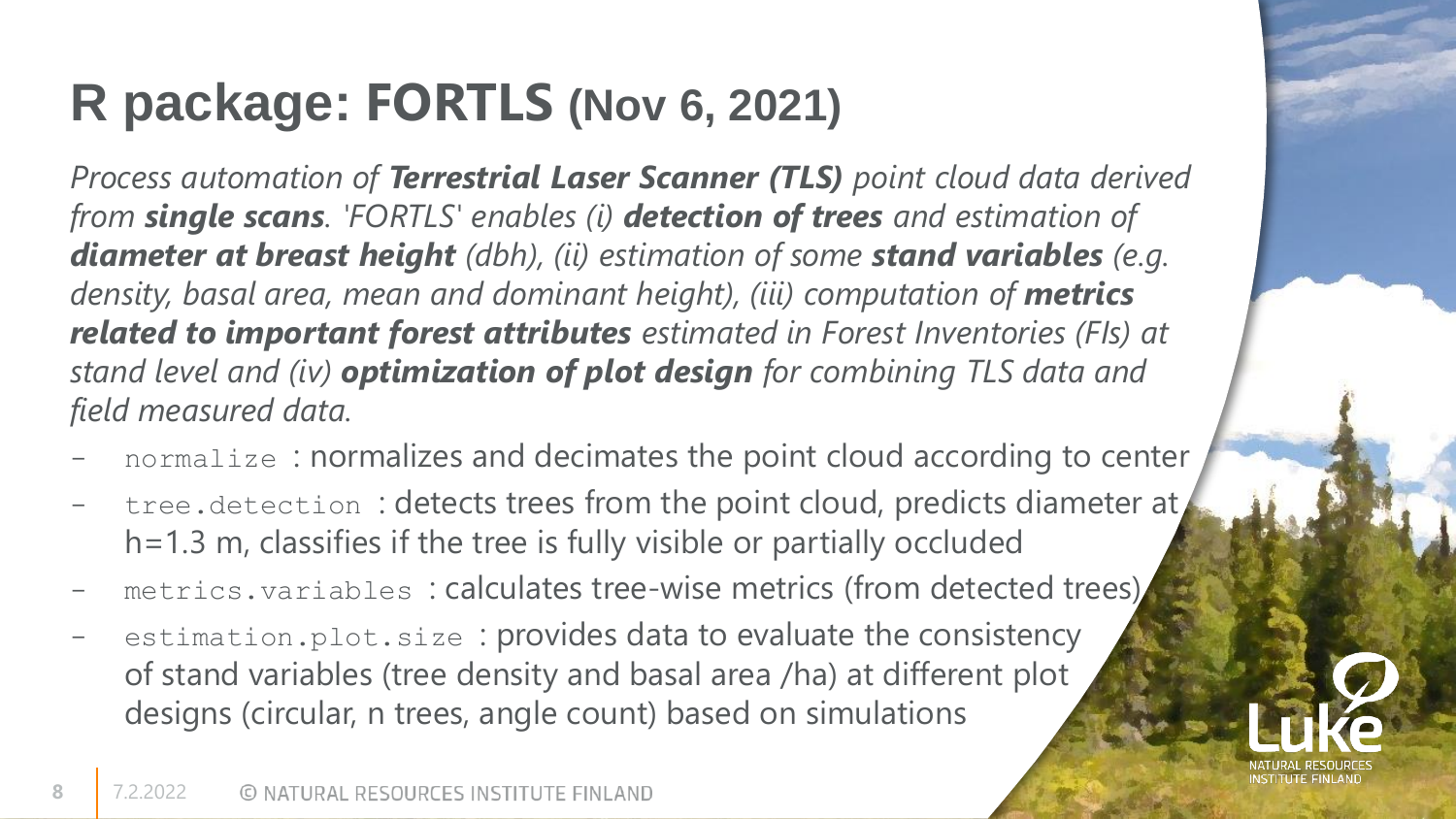# R package: FORTLS (Nov 6, 2021)

*Process automation of **Terrestrial Laser Scanner (TLS)** point cloud data derived from **single scans**. 'FORTLS' enables (i) **detection of trees** and estimation of **diameter at breast height** (dbh), (ii) estimation of some **stand variables** (e.g. density, basal area, mean and dominant height), (iii) computation of **metrics related to important forest attributes** estimated in Forest Inventories (FIs) at stand level and (iv) **optimization of plot design** for combining TLS data and field measured data.*

- `normalize` : normalizes and decimates the point cloud according to center
- `tree.detection` : detects trees from the point cloud, predicts diameter at h=1.3 m, classifies if the tree is fully visible or partially occluded
- `metrics.variables` : calculates tree-wise metrics (from detected trees)
- `estimation.plot.size` : provides data to evaluate the consistency of stand variables (tree density and basal area /ha) at different plot designs (circular, n trees, angle count) based on simulations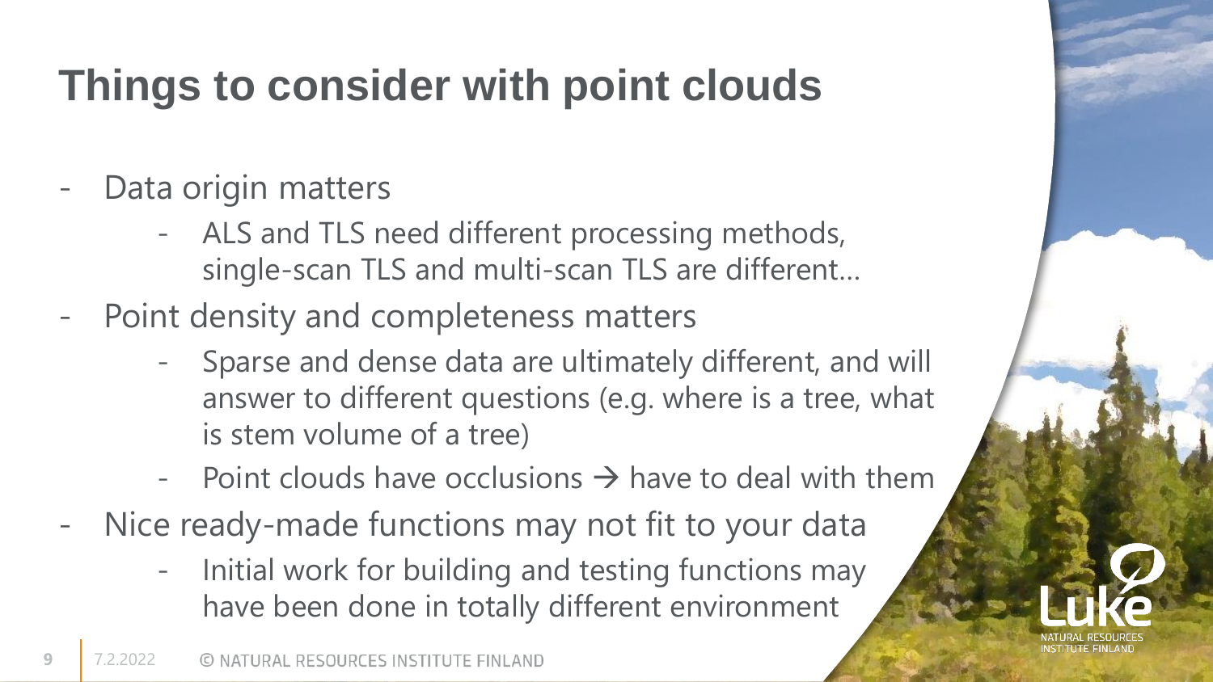# Things to consider with point clouds

- Data origin matters
  - ALS and TLS need different processing methods, single-scan TLS and multi-scan TLS are different…
- Point density and completeness matters
  - Sparse and dense data are ultimately different, and will answer to different questions (e.g. where is a tree, what is stem volume of a tree)
  - Point clouds have occlusions → have to deal with them
- Nice ready-made functions may not fit to your data
  - Initial work for building and testing functions may have been done in totally different environment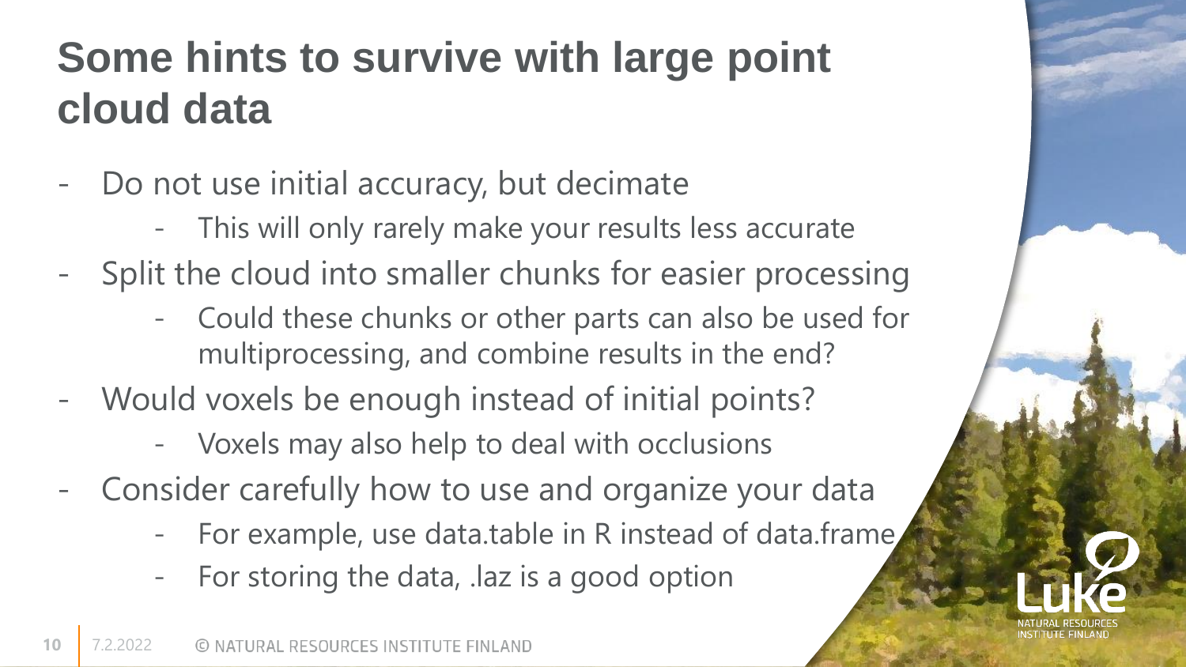# Some hints to survive with large point cloud data

- Do not use initial accuracy, but decimate
  - This will only rarely make your results less accurate
- Split the cloud into smaller chunks for easier processing
  - Could these chunks or other parts can also be used for multiprocessing, and combine results in the end?
- Would voxels be enough instead of initial points?
  - Voxels may also help to deal with occlusions
- Consider carefully how to use and organize your data
  - For example, use data.table in R instead of data.frame
  - For storing the data, .laz is a good option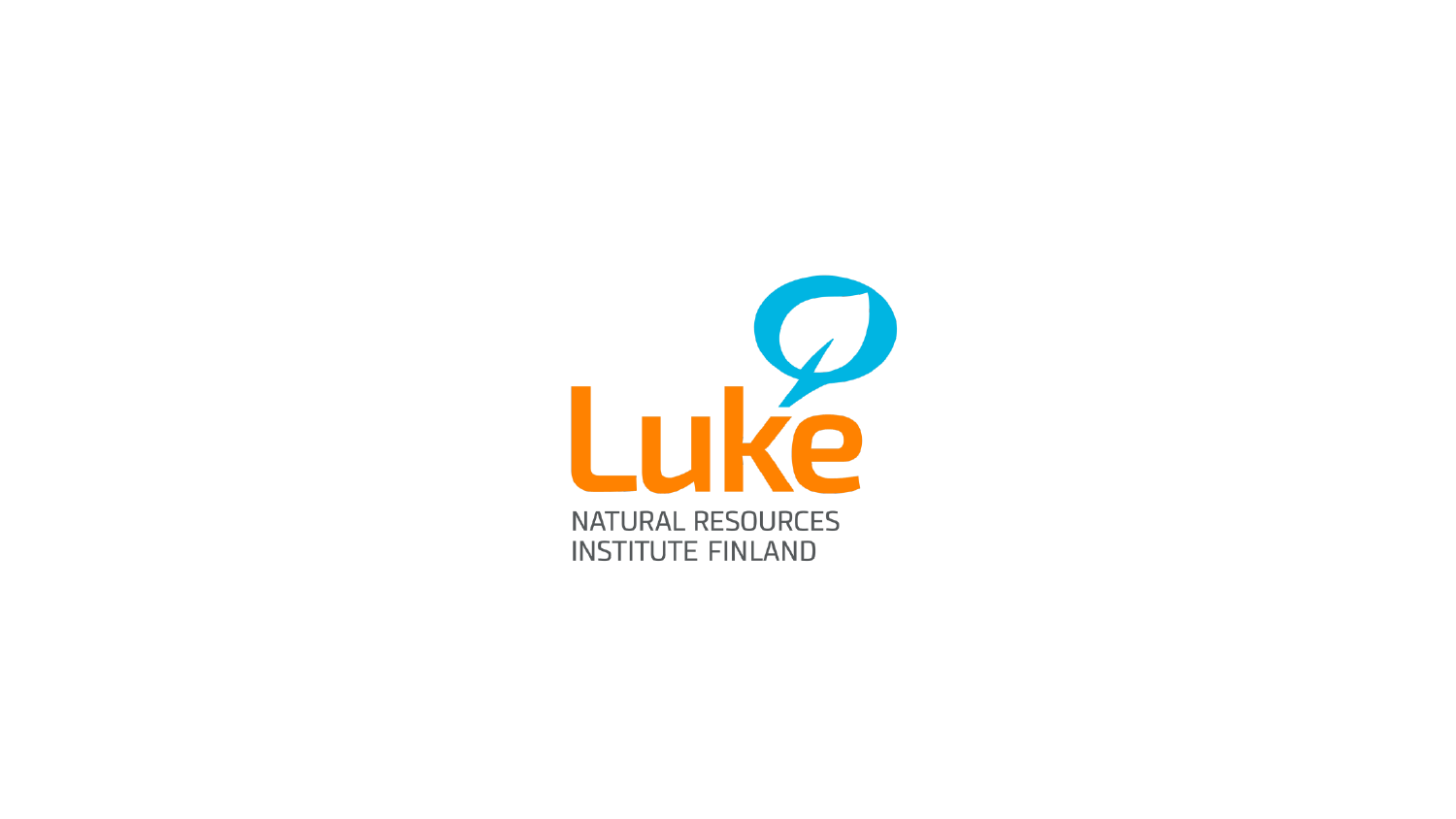Luke

NATURAL RESOURCES
INSTITUTE FINLAND